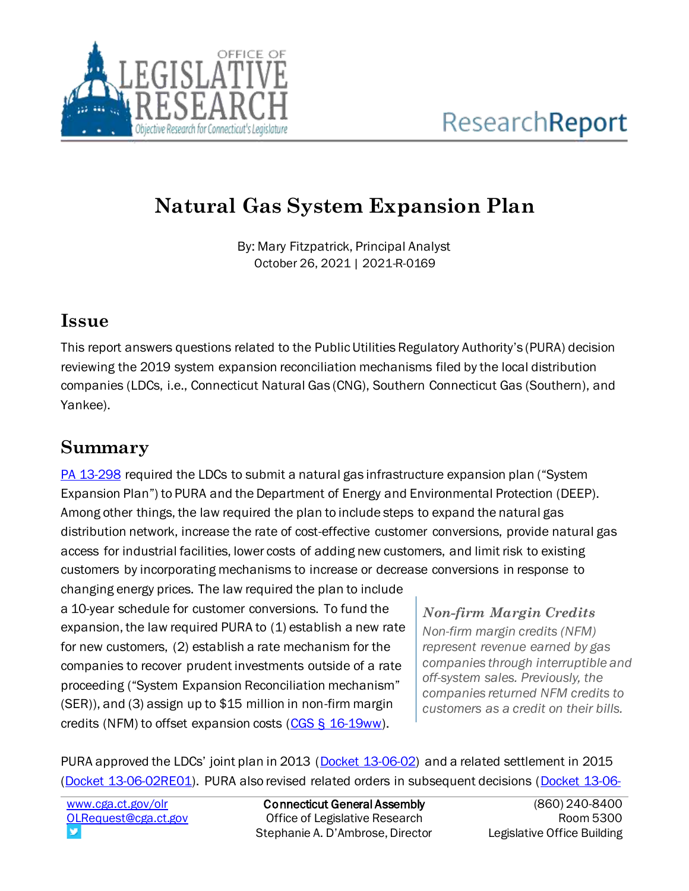# Natural Gas System Expansion Plan

By: Mary Fitzpatrick, Principal Analyst
October 26, 2021 | 2021-R-0169

## Issue

This report answers questions related to the Public Utilities Regulatory Authority's (PURA) decision reviewing the 2019 system expansion reconciliation mechanisms filed by the local distribution companies (LDCs, i.e., Connecticut Natural Gas (CNG), Southern Connecticut Gas (Southern), and Yankee).

## Summary

PA 13-298 required the LDCs to submit a natural gas infrastructure expansion plan ("System Expansion Plan") to PURA and the Department of Energy and Environmental Protection (DEEP). Among other things, the law required the plan to include steps to expand the natural gas distribution network, increase the rate of cost-effective customer conversions, provide natural gas access for industrial facilities, lower costs of adding new customers, and limit risk to existing customers by incorporating mechanisms to increase or decrease conversions in response to changing energy prices. The law required the plan to include a 10-year schedule for customer conversions. To fund the expansion, the law required PURA to (1) establish a new rate for new customers, (2) establish a rate mechanism for the companies to recover prudent investments outside of a rate proceeding ("System Expansion Reconciliation mechanism" (SER)), and (3) assign up to $15 million in non-firm margin credits (NFM) to offset expansion costs (CGS § 16-19ww).

> ***Non-firm Margin Credits***
>
> *Non-firm margin credits (NFM) represent revenue earned by gas companies through interruptible and off-system sales. Previously, the companies returned NFM credits to customers as a credit on their bills.*

PURA approved the LDCs' joint plan in 2013 (Docket 13-06-02) and a related settlement in 2015 (Docket 13-06-02RE01). PURA also revised related orders in subsequent decisions (Docket 13-06-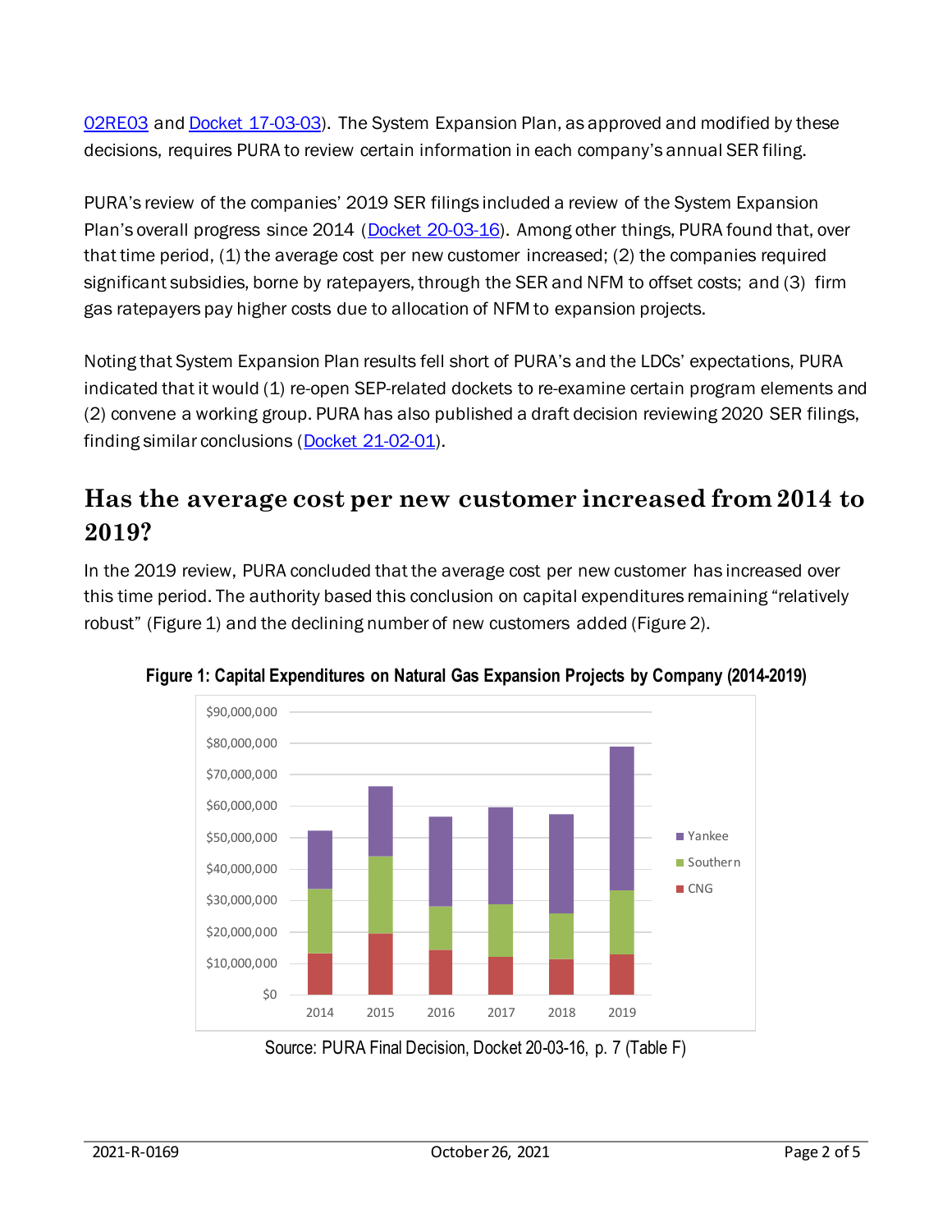02RE03 and Docket 17-03-03). The System Expansion Plan, as approved and modified by these decisions, requires PURA to review certain information in each company's annual SER filing.

PURA's review of the companies' 2019 SER filings included a review of the System Expansion Plan's overall progress since 2014 (Docket 20-03-16). Among other things, PURA found that, over that time period, (1) the average cost per new customer increased; (2) the companies required significant subsidies, borne by ratepayers, through the SER and NFM to offset costs; and (3) firm gas ratepayers pay higher costs due to allocation of NFM to expansion projects.

Noting that System Expansion Plan results fell short of PURA's and the LDCs' expectations, PURA indicated that it would (1) re-open SEP-related dockets to re-examine certain program elements and (2) convene a working group. PURA has also published a draft decision reviewing 2020 SER filings, finding similar conclusions (Docket 21-02-01).

## Has the average cost per new customer increased from 2014 to 2019?

In the 2019 review, PURA concluded that the average cost per new customer has increased over this time period. The authority based this conclusion on capital expenditures remaining "relatively robust" (Figure 1) and the declining number of new customers added (Figure 2).

**Figure 1: Capital Expenditures on Natural Gas Expansion Projects by Company (2014-2019)**

Source: PURA Final Decision, Docket 20-03-16, p. 7 (Table F)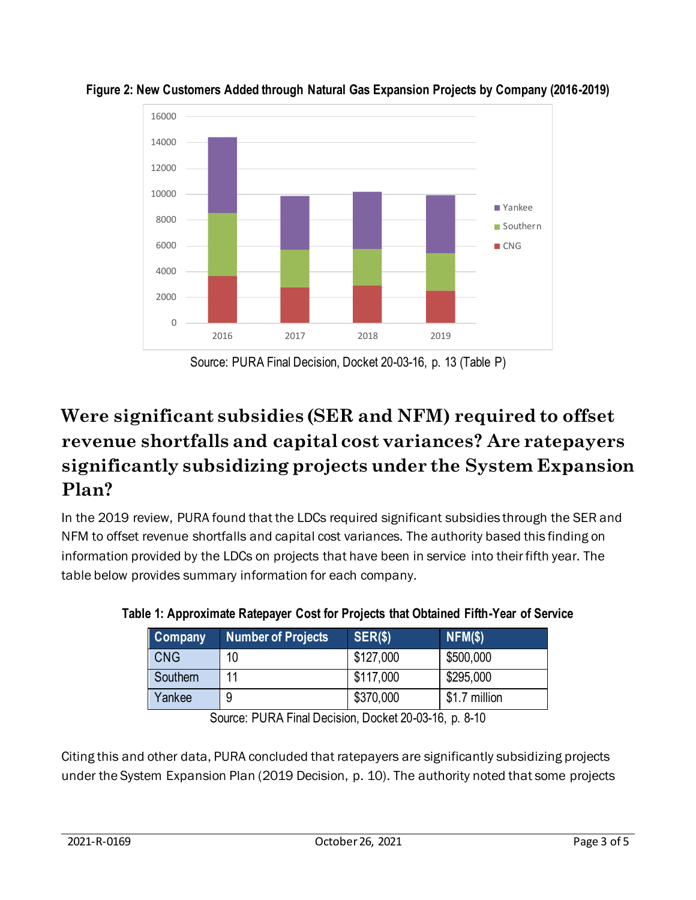**Figure 2: New Customers Added through Natural Gas Expansion Projects by Company (2016-2019)**

Source: PURA Final Decision, Docket 20-03-16, p. 13 (Table P)

## Were significant subsidies (SER and NFM) required to offset revenue shortfalls and capital cost variances? Are ratepayers significantly subsidizing projects under the System Expansion Plan?

In the 2019 review, PURA found that the LDCs required significant subsidies through the SER and NFM to offset revenue shortfalls and capital cost variances. The authority based this finding on information provided by the LDCs on projects that have been in service into their fifth year. The table below provides summary information for each company.

**Table 1: Approximate Ratepayer Cost for Projects that Obtained Fifth-Year of Service**

| Company | Number of Projects | SER($) | NFM($) |
| --- | --- | --- | --- |
| CNG | 10 | $127,000 | $500,000 |
| Southern | 11 | $117,000 | $295,000 |
| Yankee | 9 | $370,000 | $1.7 million |

Source: PURA Final Decision, Docket 20-03-16, p. 8-10

Citing this and other data, PURA concluded that ratepayers are significantly subsidizing projects under the System Expansion Plan (2019 Decision, p. 10). The authority noted that some projects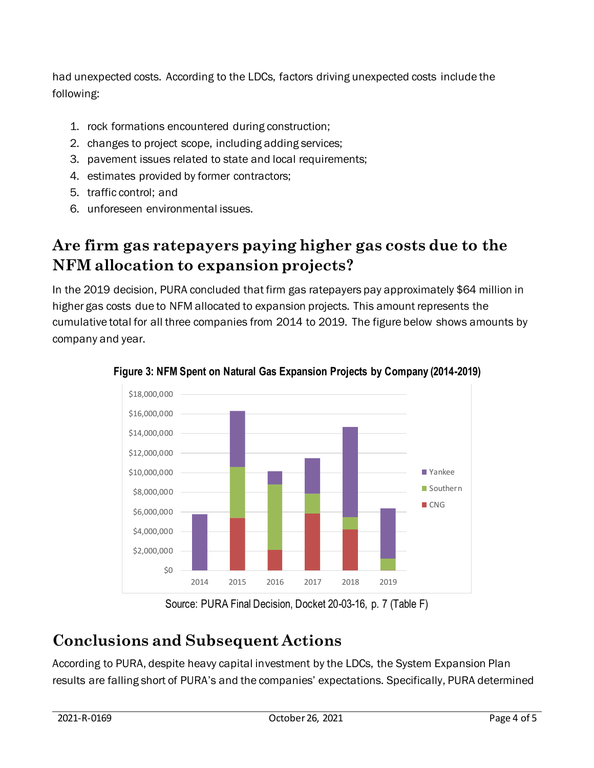had unexpected costs. According to the LDCs, factors driving unexpected costs include the following:

1. rock formations encountered during construction;
2. changes to project scope, including adding services;
3. pavement issues related to state and local requirements;
4. estimates provided by former contractors;
5. traffic control; and
6. unforeseen environmental issues.

## Are firm gas ratepayers paying higher gas costs due to the NFM allocation to expansion projects?

In the 2019 decision, PURA concluded that firm gas ratepayers pay approximately $64 million in higher gas costs due to NFM allocated to expansion projects. This amount represents the cumulative total for all three companies from 2014 to 2019. The figure below shows amounts by company and year.

**Figure 3: NFM Spent on Natural Gas Expansion Projects by Company (2014-2019)**

Source: PURA Final Decision, Docket 20-03-16, p. 7 (Table F)

## Conclusions and Subsequent Actions

According to PURA, despite heavy capital investment by the LDCs, the System Expansion Plan results are falling short of PURA's and the companies' expectations. Specifically, PURA determined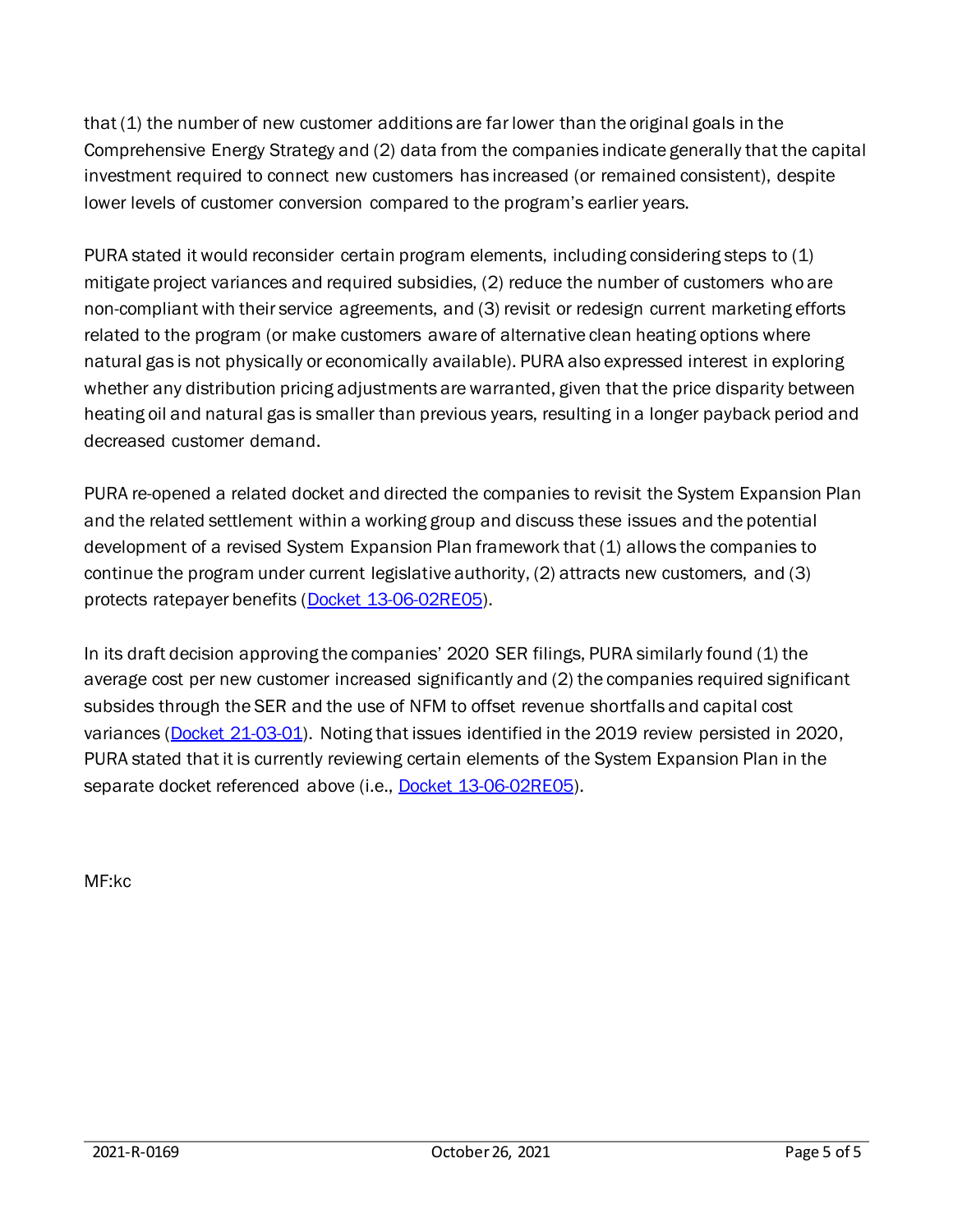that (1) the number of new customer additions are far lower than the original goals in the Comprehensive Energy Strategy and (2) data from the companies indicate generally that the capital investment required to connect new customers has increased (or remained consistent), despite lower levels of customer conversion compared to the program's earlier years.

PURA stated it would reconsider certain program elements, including considering steps to (1) mitigate project variances and required subsidies, (2) reduce the number of customers who are non-compliant with their service agreements, and (3) revisit or redesign current marketing efforts related to the program (or make customers aware of alternative clean heating options where natural gas is not physically or economically available). PURA also expressed interest in exploring whether any distribution pricing adjustments are warranted, given that the price disparity between heating oil and natural gas is smaller than previous years, resulting in a longer payback period and decreased customer demand.

PURA re-opened a related docket and directed the companies to revisit the System Expansion Plan and the related settlement within a working group and discuss these issues and the potential development of a revised System Expansion Plan framework that (1) allows the companies to continue the program under current legislative authority, (2) attracts new customers, and (3) protects ratepayer benefits (Docket 13-06-02RE05).

In its draft decision approving the companies' 2020 SER filings, PURA similarly found (1) the average cost per new customer increased significantly and (2) the companies required significant subsides through the SER and the use of NFM to offset revenue shortfalls and capital cost variances (Docket 21-03-01). Noting that issues identified in the 2019 review persisted in 2020, PURA stated that it is currently reviewing certain elements of the System Expansion Plan in the separate docket referenced above (i.e., Docket 13-06-02RE05).

MF:kc